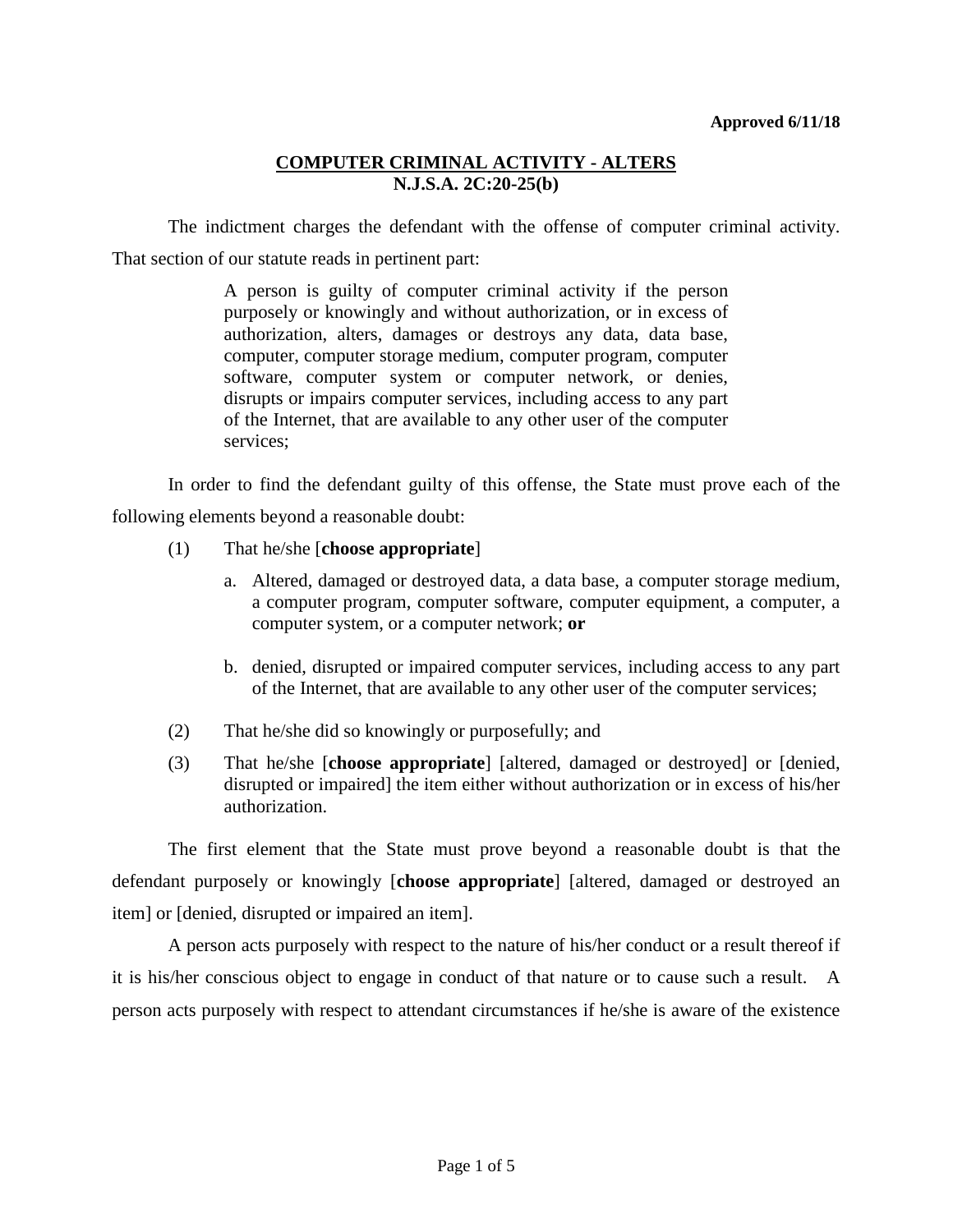**Approved 6/11/18**

## COMPUTER CRIMINAL ACTIVITY - ALTERS
## N.J.S.A. 2C:20-25(b)

The indictment charges the defendant with the offense of computer criminal activity. That section of our statute reads in pertinent part:

> A person is guilty of computer criminal activity if the person purposely or knowingly and without authorization, or in excess of authorization, alters, damages or destroys any data, data base, computer, computer storage medium, computer program, computer software, computer system or computer network, or denies, disrupts or impairs computer services, including access to any part of the Internet, that are available to any other user of the computer services;

In order to find the defendant guilty of this offense, the State must prove each of the following elements beyond a reasonable doubt:

(1) That he/she [**choose appropriate**]

   a. Altered, damaged or destroyed data, a data base, a computer storage medium, a computer program, computer software, computer equipment, a computer, a computer system, or a computer network; **or**

   b. denied, disrupted or impaired computer services, including access to any part of the Internet, that are available to any other user of the computer services;

(2) That he/she did so knowingly or purposefully; and

(3) That he/she [**choose appropriate**] [altered, damaged or destroyed] or [denied, disrupted or impaired] the item either without authorization or in excess of his/her authorization.

The first element that the State must prove beyond a reasonable doubt is that the defendant purposely or knowingly [**choose appropriate**] [altered, damaged or destroyed an item] or [denied, disrupted or impaired an item].

A person acts purposely with respect to the nature of his/her conduct or a result thereof if it is his/her conscious object to engage in conduct of that nature or to cause such a result. A person acts purposely with respect to attendant circumstances if he/she is aware of the existence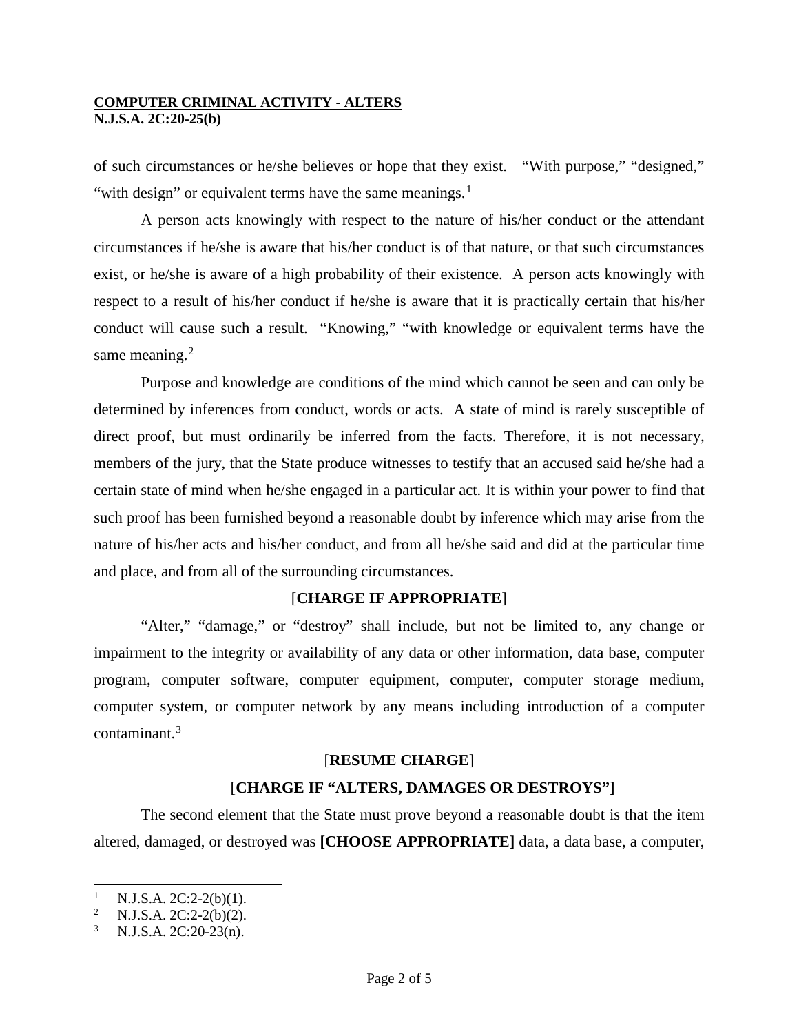of such circumstances or he/she believes or hope that they exist. "With purpose," "designed," "with design" or equivalent terms have the same meanings.[1]

A person acts knowingly with respect to the nature of his/her conduct or the attendant circumstances if he/she is aware that his/her conduct is of that nature, or that such circumstances exist, or he/she is aware of a high probability of their existence. A person acts knowingly with respect to a result of his/her conduct if he/she is aware that it is practically certain that his/her conduct will cause such a result. "Knowing," "with knowledge or equivalent terms have the same meaning.[2]

Purpose and knowledge are conditions of the mind which cannot be seen and can only be determined by inferences from conduct, words or acts. A state of mind is rarely susceptible of direct proof, but must ordinarily be inferred from the facts. Therefore, it is not necessary, members of the jury, that the State produce witnesses to testify that an accused said he/she had a certain state of mind when he/she engaged in a particular act. It is within your power to find that such proof has been furnished beyond a reasonable doubt by inference which may arise from the nature of his/her acts and his/her conduct, and from all he/she said and did at the particular time and place, and from all of the surrounding circumstances.

[**CHARGE IF APPROPRIATE**]

"Alter," "damage," or "destroy" shall include, but not be limited to, any change or impairment to the integrity or availability of any data or other information, data base, computer program, computer software, computer equipment, computer, computer storage medium, computer system, or computer network by any means including introduction of a computer contaminant.[3]

[**RESUME CHARGE**]

[**CHARGE IF "ALTERS, DAMAGES OR DESTROYS"]**

The second element that the State must prove beyond a reasonable doubt is that the item altered, damaged, or destroyed was **[CHOOSE APPROPRIATE]** data, a data base, a computer,

---

[1] N.J.S.A. 2C:2-2(b)(1).

[2] N.J.S.A. 2C:2-2(b)(2).

[3] N.J.S.A. 2C:20-23(n).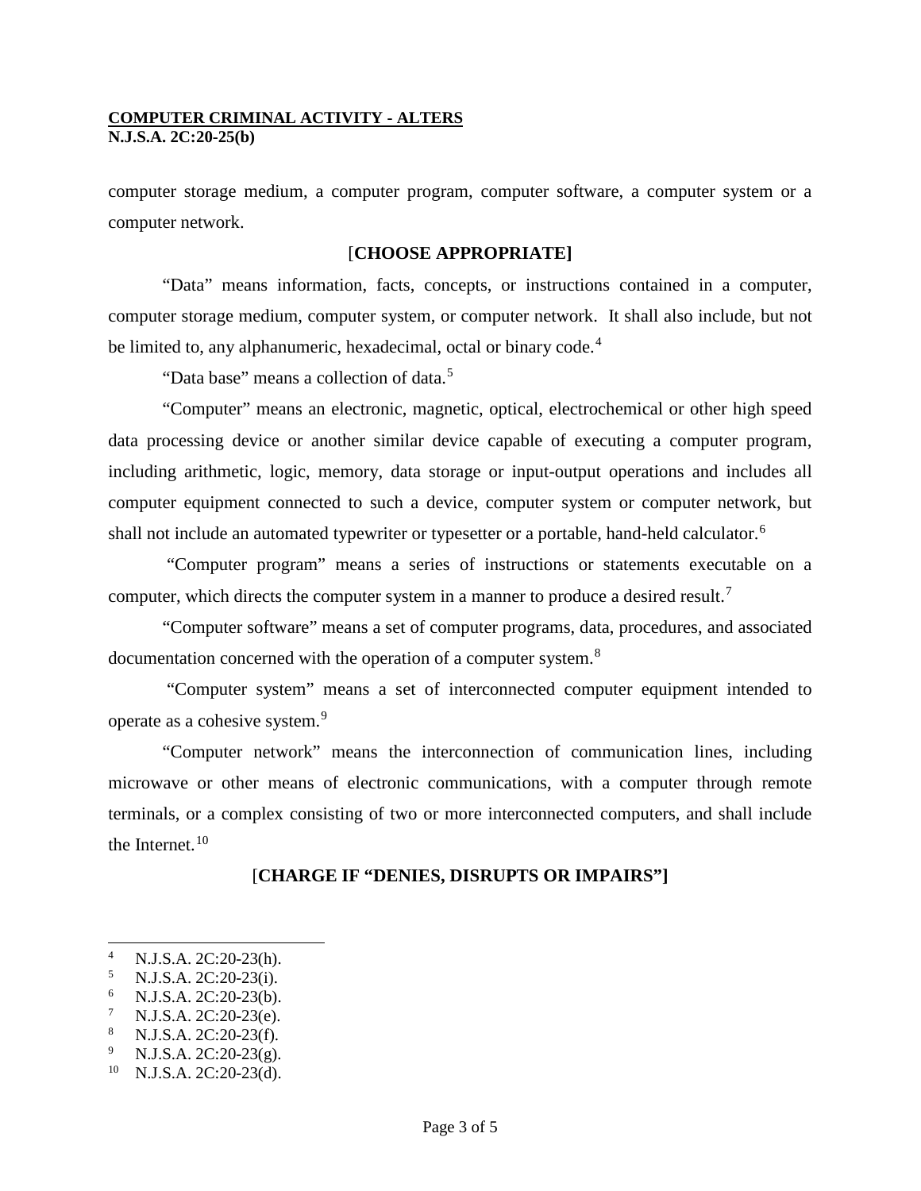computer storage medium, a computer program, computer software, a computer system or a computer network.

[**CHOOSE APPROPRIATE]**

"Data" means information, facts, concepts, or instructions contained in a computer, computer storage medium, computer system, or computer network. It shall also include, but not be limited to, any alphanumeric, hexadecimal, octal or binary code.[4]

"Data base" means a collection of data.[5]

"Computer" means an electronic, magnetic, optical, electrochemical or other high speed data processing device or another similar device capable of executing a computer program, including arithmetic, logic, memory, data storage or input-output operations and includes all computer equipment connected to such a device, computer system or computer network, but shall not include an automated typewriter or typesetter or a portable, hand-held calculator.[6]

"Computer program" means a series of instructions or statements executable on a computer, which directs the computer system in a manner to produce a desired result.[7]

"Computer software" means a set of computer programs, data, procedures, and associated documentation concerned with the operation of a computer system.[8]

"Computer system" means a set of interconnected computer equipment intended to operate as a cohesive system.[9]

"Computer network" means the interconnection of communication lines, including microwave or other means of electronic communications, with a computer through remote terminals, or a complex consisting of two or more interconnected computers, and shall include the Internet.[10]

[**CHARGE IF "DENIES, DISRUPTS OR IMPAIRS"]**

---

[4] N.J.S.A. 2C:20-23(h).
[5] N.J.S.A. 2C:20-23(i).
[6] N.J.S.A. 2C:20-23(b).
[7] N.J.S.A. 2C:20-23(e).
[8] N.J.S.A. 2C:20-23(f).
[9] N.J.S.A. 2C:20-23(g).
[10] N.J.S.A. 2C:20-23(d).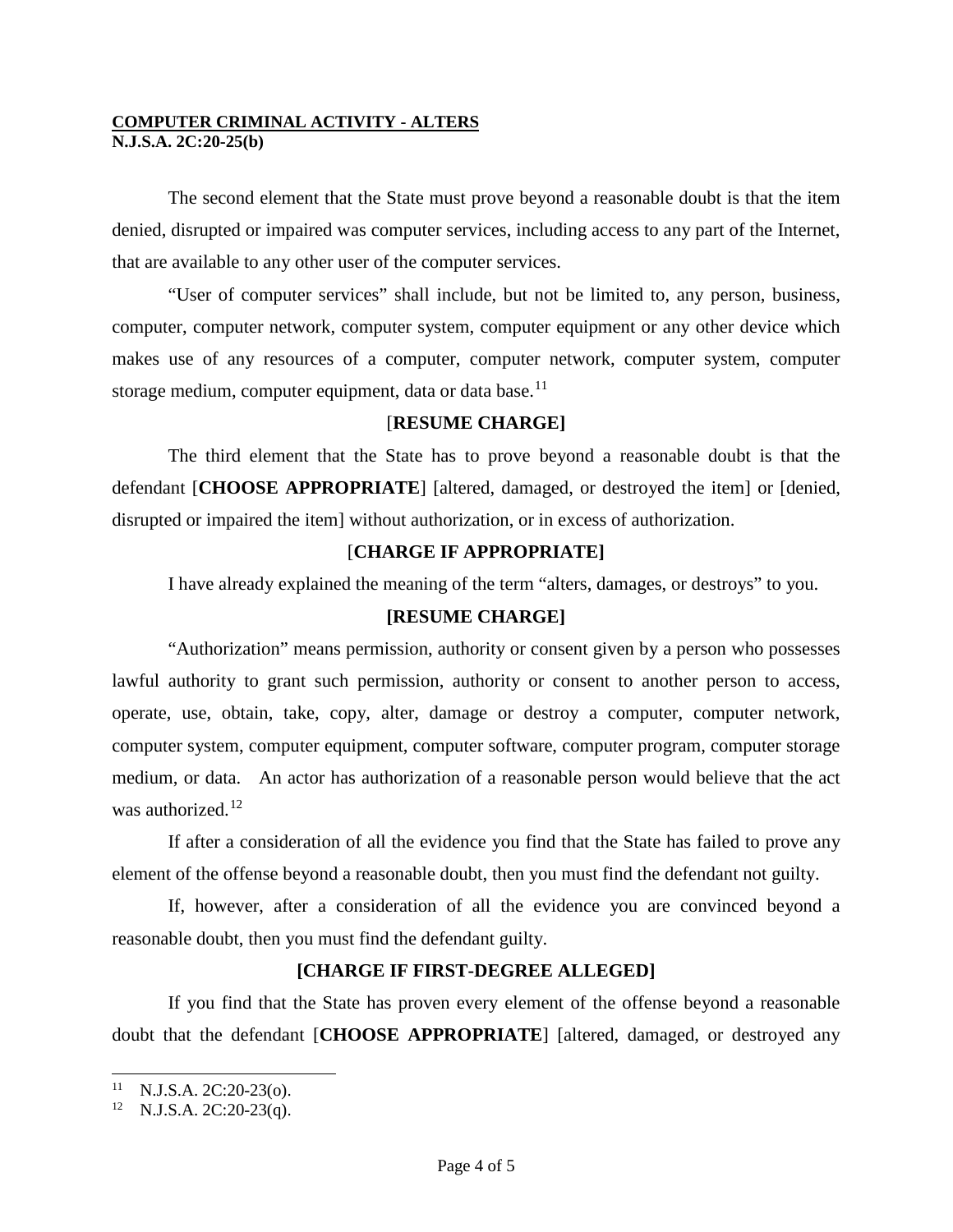**COMPUTER CRIMINAL ACTIVITY - ALTERS**
**N.J.S.A. 2C:20-25(b)**

The second element that the State must prove beyond a reasonable doubt is that the item denied, disrupted or impaired was computer services, including access to any part of the Internet, that are available to any other user of the computer services.

"User of computer services" shall include, but not be limited to, any person, business, computer, computer network, computer system, computer equipment or any other device which makes use of any resources of a computer, computer network, computer system, computer storage medium, computer equipment, data or data base.[11]

[**RESUME CHARGE]**

The third element that the State has to prove beyond a reasonable doubt is that the defendant [**CHOOSE APPROPRIATE**] [altered, damaged, or destroyed the item] or [denied, disrupted or impaired the item] without authorization, or in excess of authorization.

[**CHARGE IF APPROPRIATE]**

I have already explained the meaning of the term "alters, damages, or destroys" to you.

**[RESUME CHARGE]**

"Authorization" means permission, authority or consent given by a person who possesses lawful authority to grant such permission, authority or consent to another person to access, operate, use, obtain, take, copy, alter, damage or destroy a computer, computer network, computer system, computer equipment, computer software, computer program, computer storage medium, or data. An actor has authorization of a reasonable person would believe that the act was authorized.[12]

If after a consideration of all the evidence you find that the State has failed to prove any element of the offense beyond a reasonable doubt, then you must find the defendant not guilty.

If, however, after a consideration of all the evidence you are convinced beyond a reasonable doubt, then you must find the defendant guilty.

**[CHARGE IF FIRST-DEGREE ALLEGED]**

If you find that the State has proven every element of the offense beyond a reasonable doubt that the defendant [**CHOOSE APPROPRIATE**] [altered, damaged, or destroyed any

---

[11] N.J.S.A. 2C:20-23(o).

[12] N.J.S.A. 2C:20-23(q).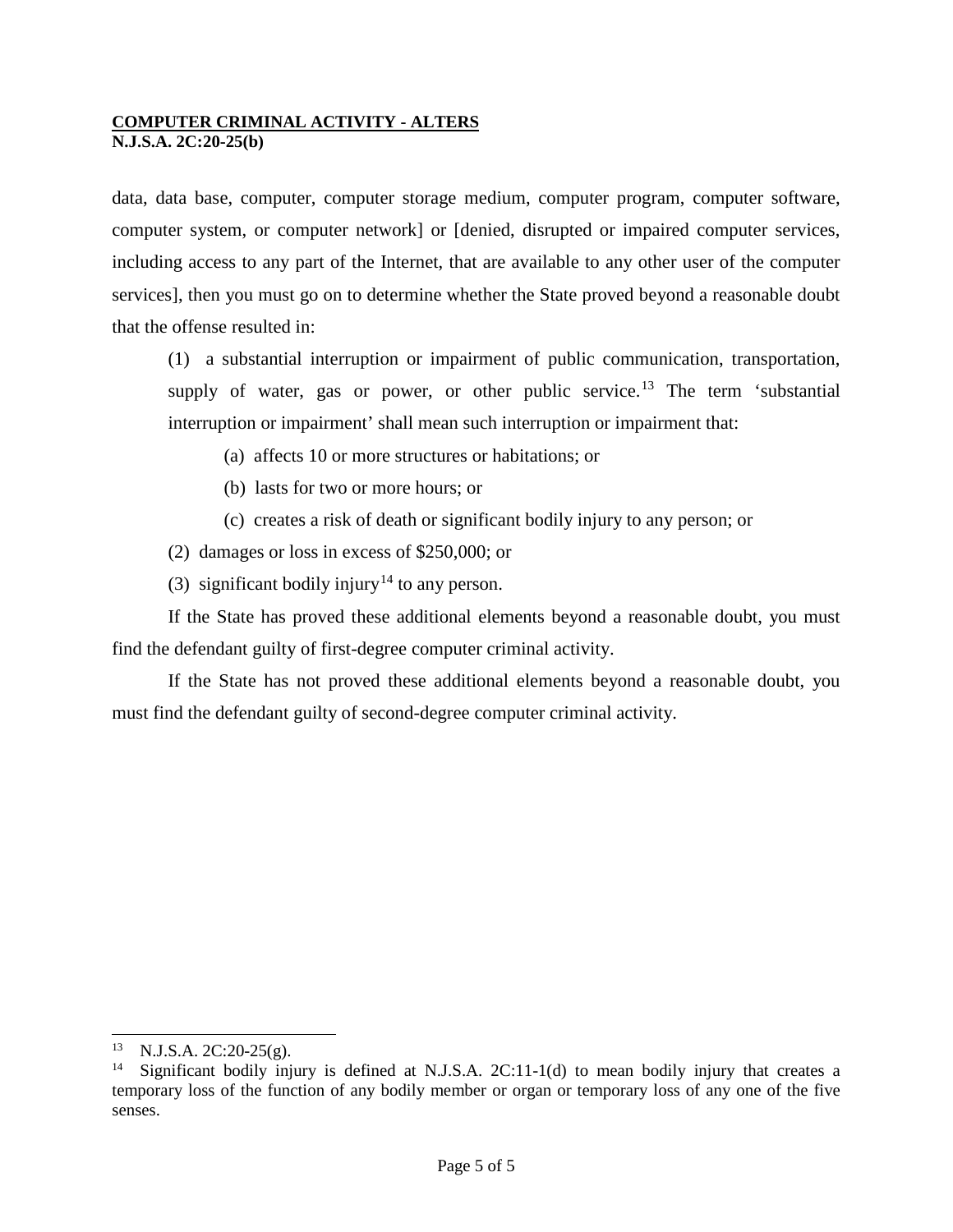data, data base, computer, computer storage medium, computer program, computer software, computer system, or computer network] or [denied, disrupted or impaired computer services, including access to any part of the Internet, that are available to any other user of the computer services], then you must go on to determine whether the State proved beyond a reasonable doubt that the offense resulted in:

(1) a substantial interruption or impairment of public communication, transportation, supply of water, gas or power, or other public service.[13] The term 'substantial interruption or impairment' shall mean such interruption or impairment that:

(a) affects 10 or more structures or habitations; or

(b) lasts for two or more hours; or

(c) creates a risk of death or significant bodily injury to any person; or

(2) damages or loss in excess of $250,000; or

(3) significant bodily injury[14] to any person.

If the State has proved these additional elements beyond a reasonable doubt, you must find the defendant guilty of first-degree computer criminal activity.

If the State has not proved these additional elements beyond a reasonable doubt, you must find the defendant guilty of second-degree computer criminal activity.

---

[13] N.J.S.A. 2C:20-25(g).

[14] Significant bodily injury is defined at N.J.S.A. 2C:11-1(d) to mean bodily injury that creates a temporary loss of the function of any bodily member or organ or temporary loss of any one of the five senses.